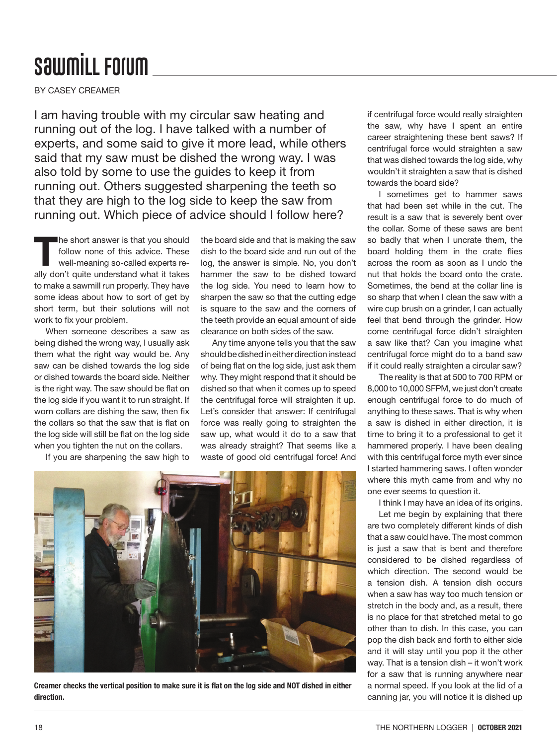# Sawmill Forum

BY CASEY CREAMER

I am having trouble with my circular saw heating and running out of the log. I have talked with a number of experts, and some said to give it more lead, while others said that my saw must be dished the wrong way. I was also told by some to use the guides to keep it from running out. Others suggested sharpening the teeth so that they are high to the log side to keep the saw from running out. Which piece of advice should I follow here?

The short answer is that you should follow none of this advice. These well-meaning so-called experts really don't quite understand what it takes to make a sawmill run properly. They have some ideas about how to sort of get by short term, but their solutions will not work to fix your problem.

When someone describes a saw as being dished the wrong way, I usually ask them what the right way would be. Any saw can be dished towards the log side or dished towards the board side. Neither is the right way. The saw should be flat on the log side if you want it to run straight. If worn collars are dishing the saw, then fix the collars so that the saw that is flat on the log side will still be flat on the log side when you tighten the nut on the collars.

If you are sharpening the saw high to the board side and that is making the saw dish to the board side and run out of the log, the answer is simple. No, you don't hammer the saw to be dished toward the log side. You need to learn how to sharpen the saw so that the cutting edge is square to the saw and the corners of the teeth provide an equal amount of side clearance on both sides of the saw.

Any time anyone tells you that the saw should be dished in either direction instead of being flat on the log side, just ask them why. They might respond that it should be dished so that when it comes up to speed the centrifugal force will straighten it up. Let's consider that answer: If centrifugal force was really going to straighten the saw up, what would it do to a saw that was already straight? That seems like a waste of good old centrifugal force! And if centrifugal force would really straighten the saw, why have I spent an entire career straightening these bent saws? If centrifugal force would straighten a saw that was dished towards the log side, why wouldn't it straighten a saw that is dished towards the board side?

I sometimes get to hammer saws that had been set while in the cut. The result is a saw that is severely bent over the collar. Some of these saws are bent so badly that when I uncrate them, the board holding them in the crate flies across the room as soon as I undo the nut that holds the board onto the crate. Sometimes, the bend at the collar line is so sharp that when I clean the saw with a wire cup brush on a grinder, I can actually feel that bend through the grinder. How come centrifugal force didn't straighten a saw like that? Can you imagine what centrifugal force might do to a band saw if it could really straighten a circular saw?

The reality is that at 500 to 700 RPM or 8,000 to 10,000 SFPM, we just don't create enough centrifugal force to do much of anything to these saws. That is why when a saw is dished in either direction, it is time to bring it to a professional to get it hammered properly. I have been dealing with this centrifugal force myth ever since I started hammering saws. I often wonder where this myth came from and why no one ever seems to question it.

I think I may have an idea of its origins.

Let me begin by explaining that there are two completely different kinds of dish that a saw could have. The most common is just a saw that is bent and therefore considered to be dished regardless of which direction. The second would be a tension dish. A tension dish occurs when a saw has way too much tension or stretch in the body and, as a result, there is no place for that stretched metal to go other than to dish. In this case, you can pop the dish back and forth to either side and it will stay until you pop it the other way. That is a tension dish – it won't work for a saw that is running anywhere near a normal speed. If you look at the lid of a canning jar, you will notice it is dished up

**Creamer checks the vertical position to make sure it is flat on the log side and NOT dished in either direction.**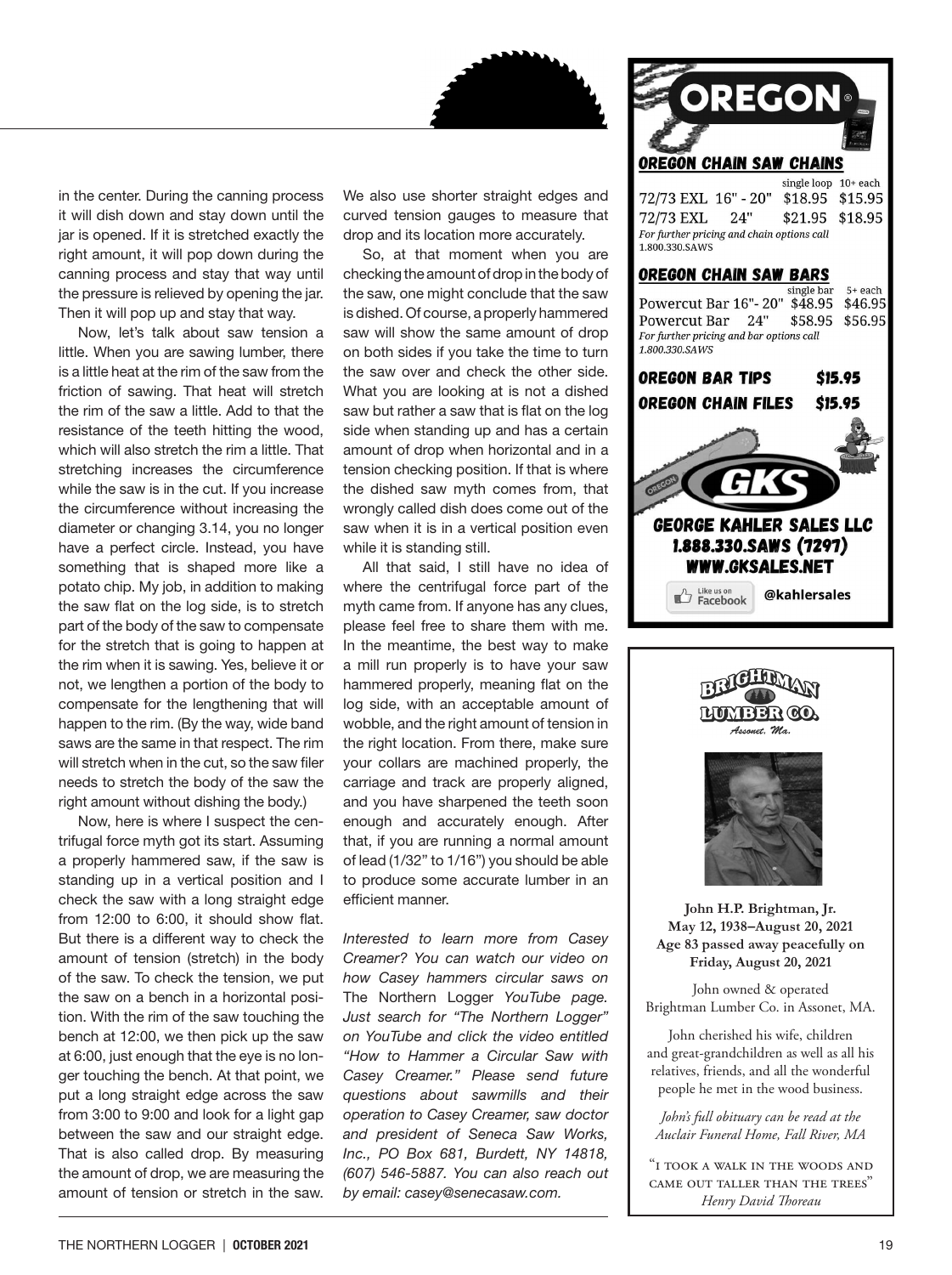in the center. During the canning process it will dish down and stay down until the jar is opened. If it is stretched exactly the right amount, it will pop down during the canning process and stay that way until the pressure is relieved by opening the jar. Then it will pop up and stay that way.

Now, let's talk about saw tension a little. When you are sawing lumber, there is a little heat at the rim of the saw from the friction of sawing. That heat will stretch the rim of the saw a little. Add to that the resistance of the teeth hitting the wood, which will also stretch the rim a little. That stretching increases the circumference while the saw is in the cut. If you increase the circumference without increasing the diameter or changing 3.14, you no longer have a perfect circle. Instead, you have something that is shaped more like a potato chip. My job, in addition to making the saw flat on the log side, is to stretch part of the body of the saw to compensate for the stretch that is going to happen at the rim when it is sawing. Yes, believe it or not, we lengthen a portion of the body to compensate for the lengthening that will happen to the rim. (By the way, wide band saws are the same in that respect. The rim will stretch when in the cut, so the saw filer needs to stretch the body of the saw the right amount without dishing the body.)

Now, here is where I suspect the centrifugal force myth got its start. Assuming a properly hammered saw, if the saw is standing up in a vertical position and I check the saw with a long straight edge from 12:00 to 6:00, it should show flat. But there is a different way to check the amount of tension (stretch) in the body of the saw. To check the tension, we put the saw on a bench in a horizontal position. With the rim of the saw touching the bench at 12:00, we then pick up the saw at 6:00, just enough that the eye is no longer touching the bench. At that point, we put a long straight edge across the saw from 3:00 to 9:00 and look for a light gap between the saw and our straight edge. That is also called drop. By measuring the amount of drop, we are measuring the amount of tension or stretch in the saw. We also use shorter straight edges and curved tension gauges to measure that drop and its location more accurately.

So, at that moment when you are checking the amount of drop in the body of the saw, one might conclude that the saw is dished. Of course, a properly hammered saw will show the same amount of drop on both sides if you take the time to turn the saw over and check the other side. What you are looking at is not a dished saw but rather a saw that is flat on the log side when standing up and has a certain amount of drop when horizontal and in a tension checking position. If that is where the dished saw myth comes from, that wrongly called dish does come out of the saw when it is in a vertical position even while it is standing still.

All that said, I still have no idea of where the centrifugal force part of the myth came from. If anyone has any clues, please feel free to share them with me. In the meantime, the best way to make a mill run properly is to have your saw hammered properly, meaning flat on the log side, with an acceptable amount of wobble, and the right amount of tension in the right location. From there, make sure your collars are machined properly, the carriage and track are properly aligned, and you have sharpened the teeth soon enough and accurately enough. After that, if you are running a normal amount of lead (1/32" to 1/16") you should be able to produce some accurate lumber in an efficient manner.

*Interested to learn more from Casey Creamer? You can watch our video on how Casey hammers circular saws on* The Northern Logger *YouTube page. Just search for "The Northern Logger" on YouTube and click the video entitled "How to Hammer a Circular Saw with Casey Creamer." Please send future questions about sawmills and their operation to Casey Creamer, saw doctor and president of Seneca Saw Works, Inc., PO Box 681, Burdett, NY 14818, (607) 546-5887. You can also reach out by email: casey@senecasaw.com.*

---

**OREGON**

**OREGON CHAIN SAW CHAINS**

| | | single loop | 10+ each |
|---|---|---|---|
| 72/73 EXL | 16" - 20" | $18.95 | $15.95 |
| 72/73 EXL | 24" | $21.95 | $18.95 |

*For further pricing and chain options call* 1.800.330.SAWS

**OREGON CHAIN SAW BARS**

| | | single bar | 5+ each |
|---|---|---|---|
| Powercut Bar | 16"- 20" | $48.95 | $46.95 |
| Powercut Bar | 24" | $58.95 | $56.95 |

*For further pricing and bar options call* 1.800.330.SAWS

**OREGON BAR TIPS $15.95**

**OREGON CHAIN FILES $15.95**

**GKS**

**GEORGE KAHLER SALES LLC**
**1.888.330.SAWS (7297)**
**WWW.GKSALES.NET**

Like us on Facebook @kahlersales

---

**BRIGHTMAN LUMBER CO.**
*Assonet, Ma.*

**John H.P. Brightman, Jr.**
**May 12, 1938–August 20, 2021**
**Age 83 passed away peacefully on Friday, August 20, 2021**

John owned & operated Brightman Lumber Co. in Assonet, MA.

John cherished his wife, children and great-grandchildren as well as all his relatives, friends, and all the wonderful people he met in the wood business.

*John's full obituary can be read at the Auclair Funeral Home, Fall River, MA*

"I took a walk in the woods and came out taller than the trees"
*Henry David Thoreau*